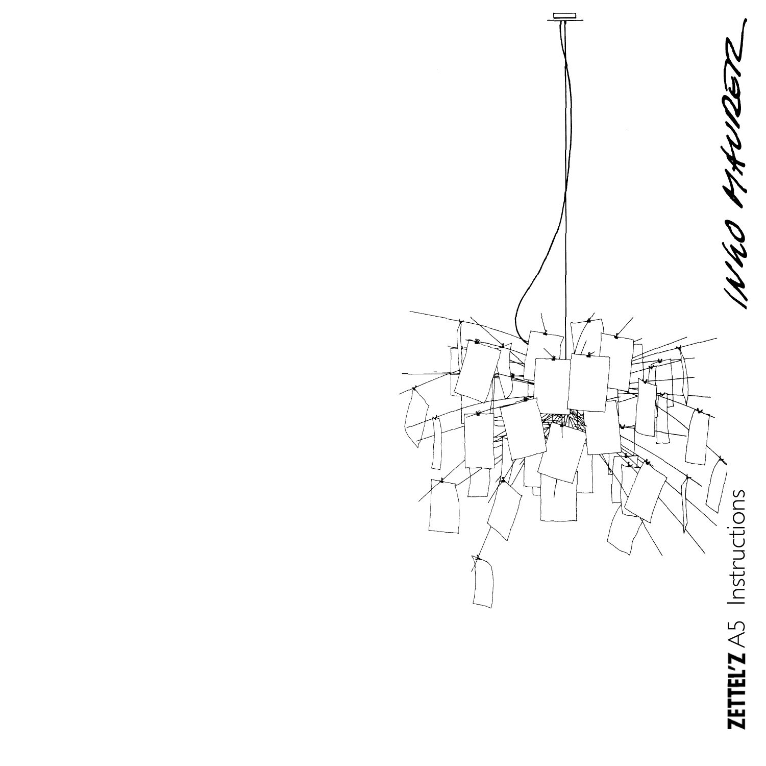# ZETTEL'Z A5 Instructions

INGO MAURER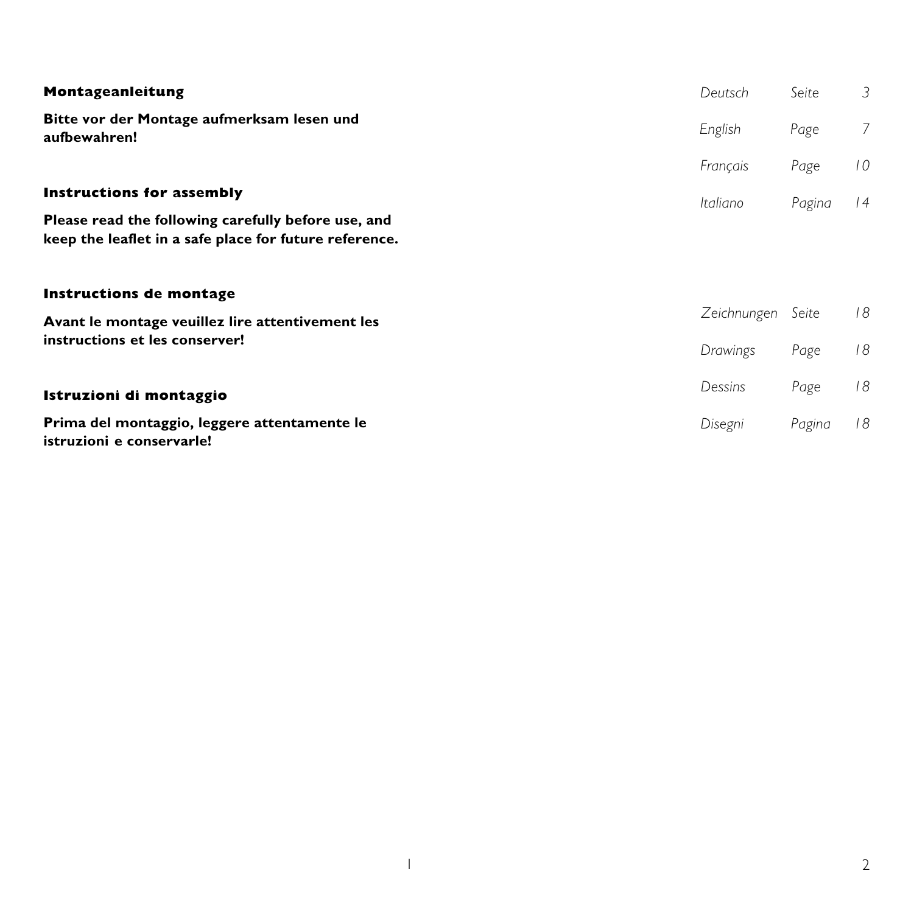**Montageanleitung**

**Bitte vor der Montage aufmerksam lesen und aufbewahren!**

**Instructions for assembly**

**Please read the following carefully before use, and keep the leaflet in a safe place for future reference.**

**Instructions de montage**

**Avant le montage veuillez lire attentivement les instructions et les conserver!**

**Istruzioni di montaggio**

**Prima del montaggio, leggere attentamente le istruzioni e conservarle!**

| | | |
|---|---|---|
| *Deutsch* | *Seite* | *3* |
| *English* | *Page* | *7* |
| *Français* | *Page* | *10* |
| *Italiano* | *Pagina* | *14* |
| *Zeichnungen* | *Seite* | *18* |
| *Drawings* | *Page* | *18* |
| *Dessins* | *Page* | *18* |
| *Disegni* | *Pagina* | *18* |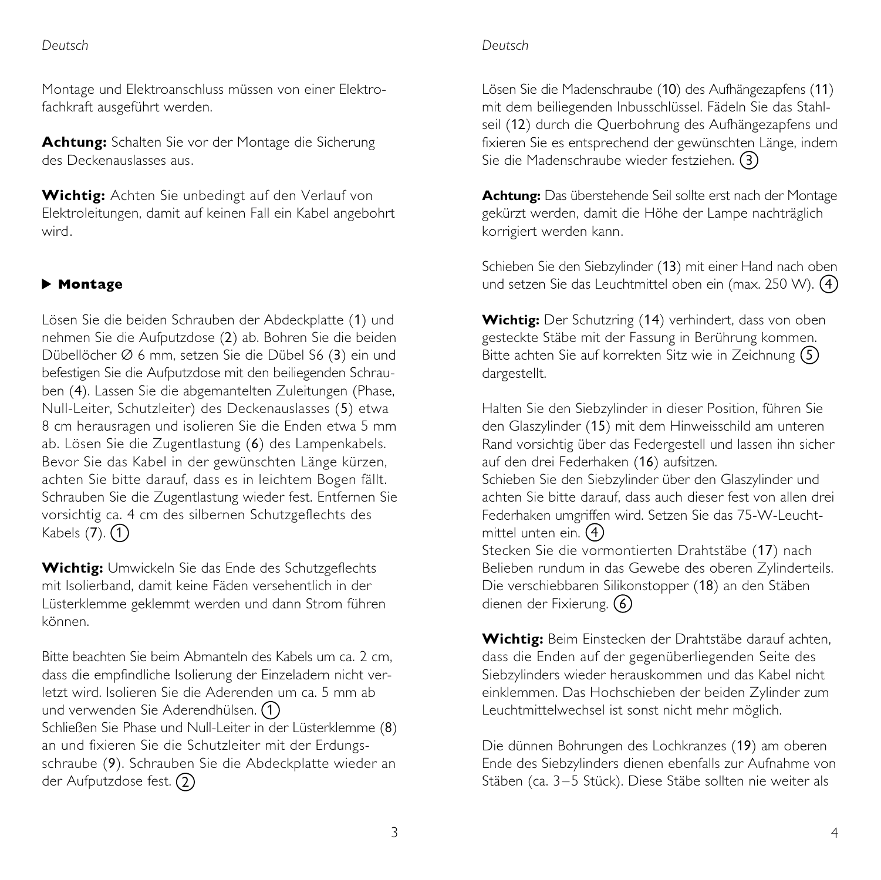Montage und Elektroanschluss müssen von einer Elektrofachkraft ausgeführt werden.

**Achtung:** Schalten Sie vor der Montage die Sicherung des Deckenauslasses aus.

**Wichtig:** Achten Sie unbedingt auf den Verlauf von Elektroleitungen, damit auf keinen Fall ein Kabel angebohrt wird.

## ▶ Montage

Lösen Sie die beiden Schrauben der Abdeckplatte (1) und nehmen Sie die Aufputzdose (2) ab. Bohren Sie die beiden Dübellöcher Ø 6 mm, setzen Sie die Dübel S6 (3) ein und befestigen Sie die Aufputzdose mit den beiliegenden Schrauben (4). Lassen Sie die abgemantelten Zuleitungen (Phase, Null-Leiter, Schutzleiter) des Deckenauslasses (5) etwa 8 cm herausragen und isolieren Sie die Enden etwa 5 mm ab. Lösen Sie die Zugentlastung (6) des Lampenkabels. Bevor Sie das Kabel in der gewünschten Länge kürzen, achten Sie bitte darauf, dass es in leichtem Bogen fällt. Schrauben Sie die Zugentlastung wieder fest. Entfernen Sie vorsichtig ca. 4 cm des silbernen Schutzgeflechts des Kabels (7). ①

**Wichtig:** Umwickeln Sie das Ende des Schutzgeflechts mit Isolierband, damit keine Fäden versehentlich in der Lüsterklemme geklemmt werden und dann Strom führen können.

Bitte beachten Sie beim Abmanteln des Kabels um ca. 2 cm, dass die empfindliche Isolierung der Einzeladern nicht verletzt wird. Isolieren Sie die Aderenden um ca. 5 mm ab und verwenden Sie Aderendhülsen. ①
Schließen Sie Phase und Null-Leiter in der Lüsterklemme (8) an und fixieren Sie die Schutzleiter mit der Erdungsschraube (9). Schrauben Sie die Abdeckplatte wieder an der Aufputzdose fest. ②

Lösen Sie die Madenschraube (10) des Aufhängezapfens (11) mit dem beiliegenden Inbusschlüssel. Fädeln Sie das Stahlseil (12) durch die Querbohrung des Aufhängezapfens und fixieren Sie es entsprechend der gewünschten Länge, indem Sie die Madenschraube wieder festziehen. ③

**Achtung:** Das überstehende Seil sollte erst nach der Montage gekürzt werden, damit die Höhe der Lampe nachträglich korrigiert werden kann.

Schieben Sie den Siebzylinder (13) mit einer Hand nach oben und setzen Sie das Leuchtmittel oben ein (max. 250 W). ④

**Wichtig:** Der Schutzring (14) verhindert, dass von oben gesteckte Stäbe mit der Fassung in Berührung kommen. Bitte achten Sie auf korrekten Sitz wie in Zeichnung ⑤ dargestellt.

Halten Sie den Siebzylinder in dieser Position, führen Sie den Glaszylinder (15) mit dem Hinweisschild am unteren Rand vorsichtig über das Federgestell und lassen ihn sicher auf den drei Federhaken (16) aufsitzen.
Schieben Sie den Siebzylinder über den Glaszylinder und achten Sie bitte darauf, dass auch dieser fest von allen drei Federhaken umgriffen wird. Setzen Sie das 75-W-Leuchtmittel unten ein. ④
Stecken Sie die vormontierten Drahtstäbe (17) nach Belieben rundum in das Gewebe des oberen Zylinderteils. Die verschiebbaren Silikonstopper (18) an den Stäben dienen der Fixierung. ⑥

**Wichtig:** Beim Einstecken der Drahtstäbe darauf achten, dass die Enden auf der gegenüberliegenden Seite des Siebzylinders wieder herauskommen und das Kabel nicht einklemmen. Das Hochschieben der beiden Zylinder zum Leuchtmittelwechsel ist sonst nicht mehr möglich.

Die dünnen Bohrungen des Lochkranzes (19) am oberen Ende des Siebzylinders dienen ebenfalls zur Aufnahme von Stäben (ca. 3–5 Stück). Diese Stäbe sollten nie weiter als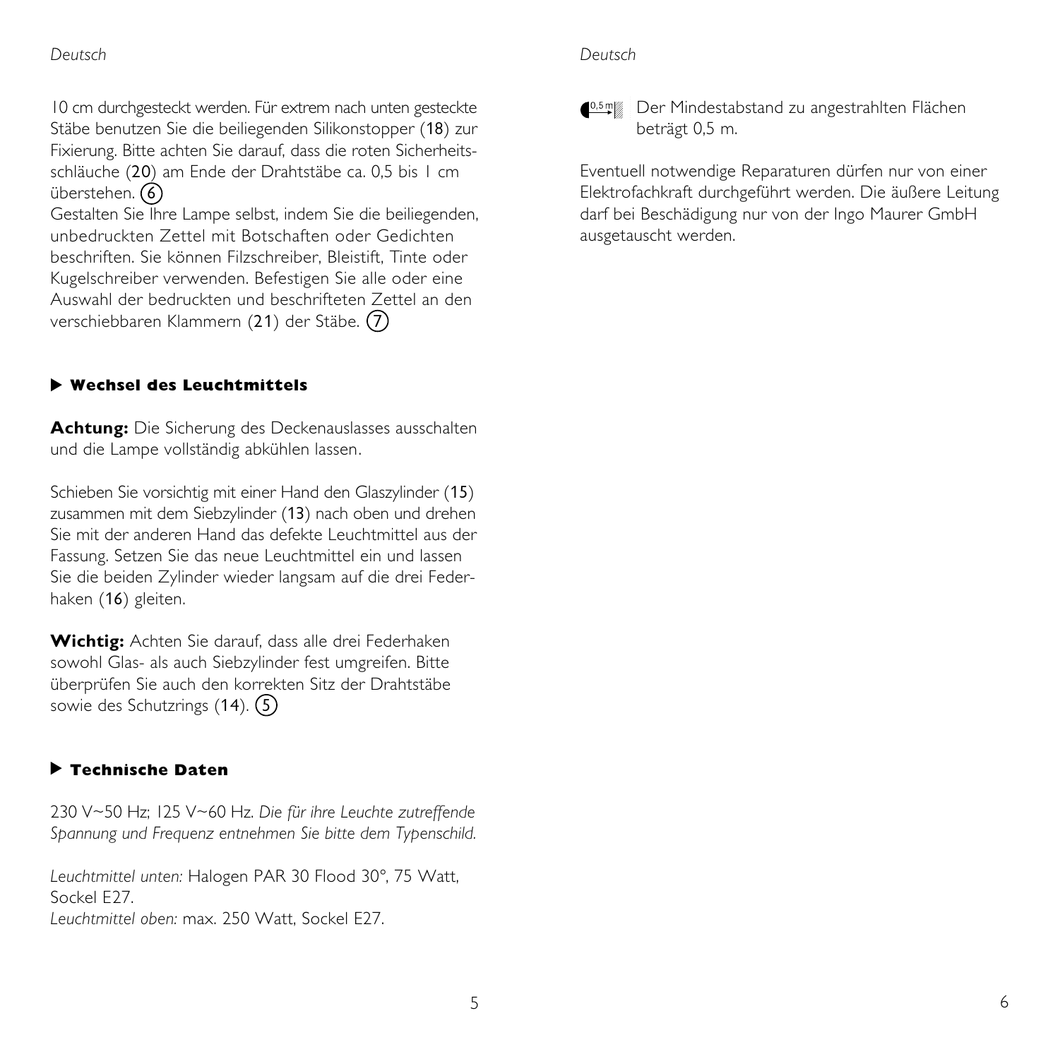10 cm durchgesteckt werden. Für extrem nach unten gesteckte Stäbe benutzen Sie die beiliegenden Silikonstopper (**18**) zur Fixierung. Bitte achten Sie darauf, dass die roten Sicherheitsschläuche (**20**) am Ende der Drahtstäbe ca. 0,5 bis 1 cm überstehen. (6)
Gestalten Sie Ihre Lampe selbst, indem Sie die beiliegenden, unbedruckten Zettel mit Botschaften oder Gedichten beschriften. Sie können Filzschreiber, Bleistift, Tinte oder Kugelschreiber verwenden. Befestigen Sie alle oder eine Auswahl der bedruckten und beschrifteten Zettel an den verschiebbaren Klammern (**21**) der Stäbe. (7)

## ▶ Wechsel des Leuchtmittels

**Achtung:** Die Sicherung des Deckenauslasses ausschalten und die Lampe vollständig abkühlen lassen.

Schieben Sie vorsichtig mit einer Hand den Glaszylinder (**15**) zusammen mit dem Siebzylinder (**13**) nach oben und drehen Sie mit der anderen Hand das defekte Leuchtmittel aus der Fassung. Setzen Sie das neue Leuchtmittel ein und lassen Sie die beiden Zylinder wieder langsam auf die drei Federhaken (**16**) gleiten.

**Wichtig:** Achten Sie darauf, dass alle drei Federhaken sowohl Glas- als auch Siebzylinder fest umgreifen. Bitte überprüfen Sie auch den korrekten Sitz der Drahtstäbe sowie des Schutzrings (**14**). (5)

## ▶ Technische Daten

230 V~50 Hz; 125 V~60 Hz. *Die für ihre Leuchte zutreffende Spannung und Frequenz entnehmen Sie bitte dem Typenschild.*

*Leuchtmittel unten:* Halogen PAR 30 Flood 30°, 75 Watt, Sockel E27.
*Leuchtmittel oben:* max. 250 Watt, Sockel E27.

0,5 m — Der Mindestabstand zu angestrahlten Flächen beträgt 0,5 m.

Eventuell notwendige Reparaturen dürfen nur von einer Elektrofachkraft durchgeführt werden. Die äußere Leitung darf bei Beschädigung nur von der Ingo Maurer GmbH ausgetauscht werden.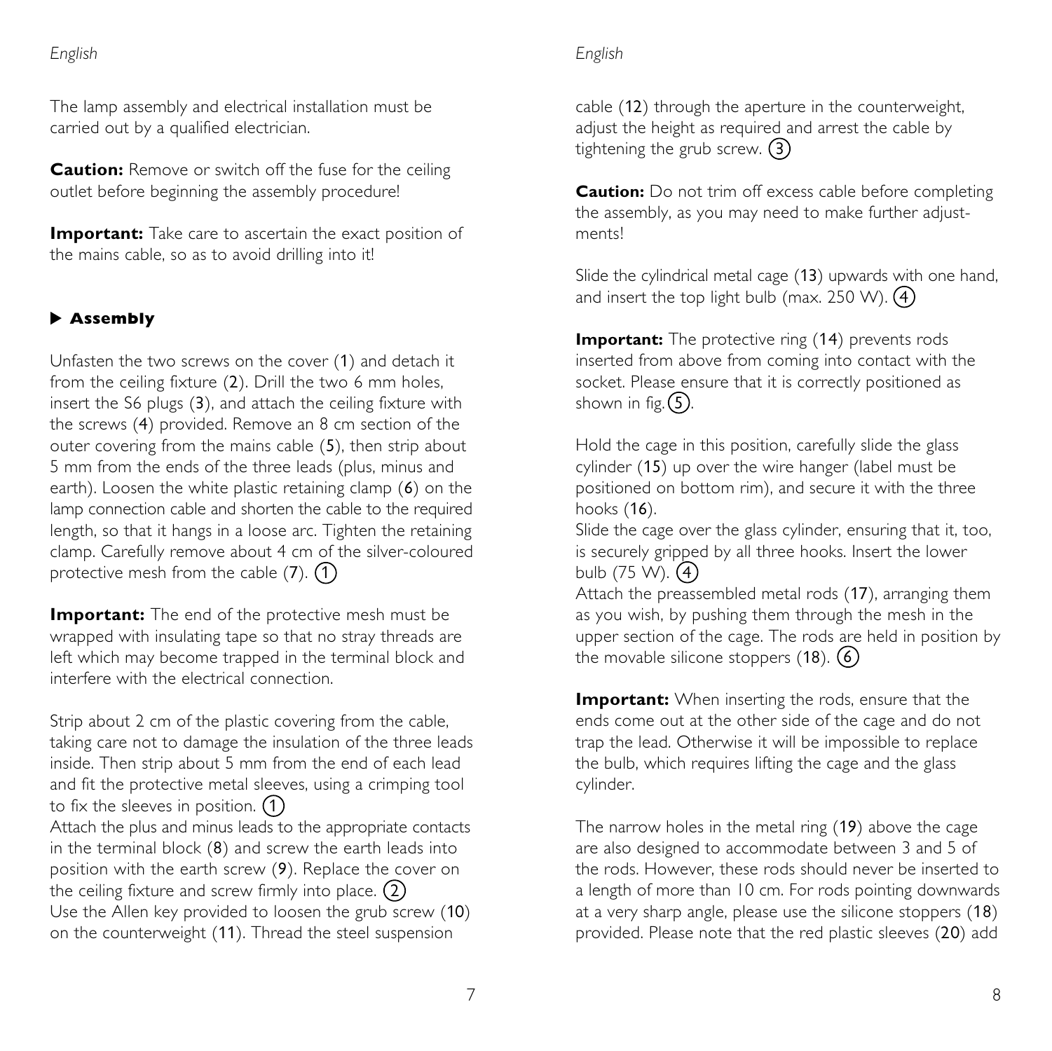The lamp assembly and electrical installation must be carried out by a qualified electrician.

**Caution:** Remove or switch off the fuse for the ceiling outlet before beginning the assembly procedure!

**Important:** Take care to ascertain the exact position of the mains cable, so as to avoid drilling into it!

### ▶ Assembly

Unfasten the two screws on the cover (1) and detach it from the ceiling fixture (2). Drill the two 6 mm holes, insert the S6 plugs (3), and attach the ceiling fixture with the screws (4) provided. Remove an 8 cm section of the outer covering from the mains cable (5), then strip about 5 mm from the ends of the three leads (plus, minus and earth). Loosen the white plastic retaining clamp (6) on the lamp connection cable and shorten the cable to the required length, so that it hangs in a loose arc. Tighten the retaining clamp. Carefully remove about 4 cm of the silver-coloured protective mesh from the cable (7). (1)

**Important:** The end of the protective mesh must be wrapped with insulating tape so that no stray threads are left which may become trapped in the terminal block and interfere with the electrical connection.

Strip about 2 cm of the plastic covering from the cable, taking care not to damage the insulation of the three leads inside. Then strip about 5 mm from the end of each lead and fit the protective metal sleeves, using a crimping tool to fix the sleeves in position. (1)
Attach the plus and minus leads to the appropriate contacts in the terminal block (8) and screw the earth leads into position with the earth screw (9). Replace the cover on the ceiling fixture and screw firmly into place. (2)
Use the Allen key provided to loosen the grub screw (10) on the counterweight (11). Thread the steel suspension cable (12) through the aperture in the counterweight, adjust the height as required and arrest the cable by tightening the grub screw. (3)

**Caution:** Do not trim off excess cable before completing the assembly, as you may need to make further adjustments!

Slide the cylindrical metal cage (13) upwards with one hand, and insert the top light bulb (max. 250 W). (4)

**Important:** The protective ring (14) prevents rods inserted from above from coming into contact with the socket. Please ensure that it is correctly positioned as shown in fig. (5).

Hold the cage in this position, carefully slide the glass cylinder (15) up over the wire hanger (label must be positioned on bottom rim), and secure it with the three hooks (16).
Slide the cage over the glass cylinder, ensuring that it, too, is securely gripped by all three hooks. Insert the lower bulb (75 W). (4)
Attach the preassembled metal rods (17), arranging them as you wish, by pushing them through the mesh in the upper section of the cage. The rods are held in position by the movable silicone stoppers (18). (6)

**Important:** When inserting the rods, ensure that the ends come out at the other side of the cage and do not trap the lead. Otherwise it will be impossible to replace the bulb, which requires lifting the cage and the glass cylinder.

The narrow holes in the metal ring (19) above the cage are also designed to accommodate between 3 and 5 of the rods. However, these rods should never be inserted to a length of more than 10 cm. For rods pointing downwards at a very sharp angle, please use the silicone stoppers (18) provided. Please note that the red plastic sleeves (20) add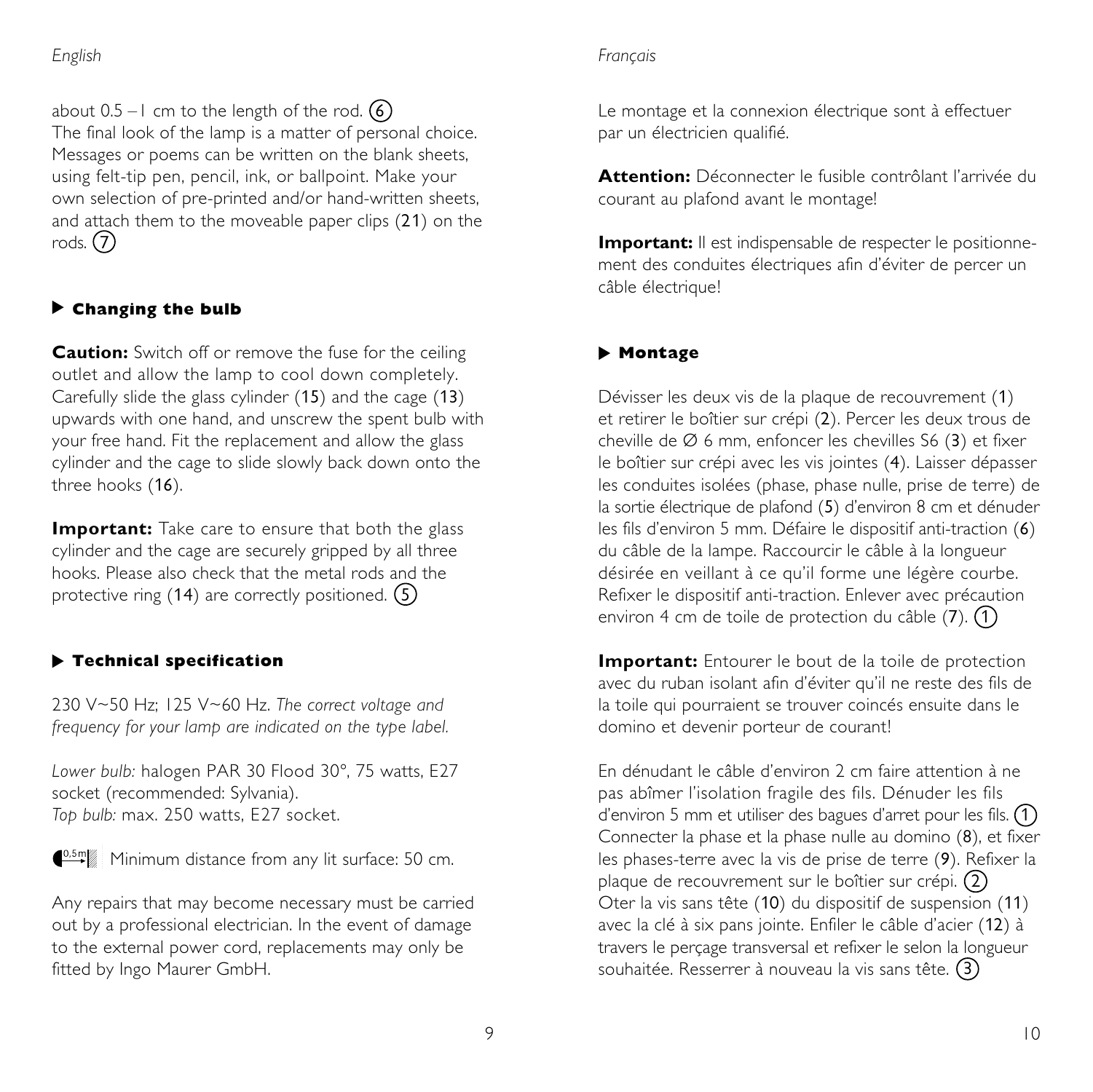about 0.5 – 1 cm to the length of the rod. (6)
The final look of the lamp is a matter of personal choice. Messages or poems can be written on the blank sheets, using felt-tip pen, pencil, ink, or ballpoint. Make your own selection of pre-printed and/or hand-written sheets, and attach them to the moveable paper clips (21) on the rods. (7)

### ▶ Changing the bulb

**Caution:** Switch off or remove the fuse for the ceiling outlet and allow the lamp to cool down completely. Carefully slide the glass cylinder (15) and the cage (13) upwards with one hand, and unscrew the spent bulb with your free hand. Fit the replacement and allow the glass cylinder and the cage to slide slowly back down onto the three hooks (16).

**Important:** Take care to ensure that both the glass cylinder and the cage are securely gripped by all three hooks. Please also check that the metal rods and the protective ring (14) are correctly positioned. (5)

### ▶ Technical specification

230 V~50 Hz; 125 V~60 Hz. *The correct voltage and frequency for your lamp are indicated on the type label.*

*Lower bulb:* halogen PAR 30 Flood 30°, 75 watts, E27 socket (recommended: Sylvania).
*Top bulb:* max. 250 watts, E27 socket.

Minimum distance from any lit surface: 50 cm.

Any repairs that may become necessary must be carried out by a professional electrician. In the event of damage to the external power cord, replacements may only be fitted by Ingo Maurer GmbH.

Le montage et la connexion électrique sont à effectuer par un électricien qualifié.

**Attention:** Déconnecter le fusible contrôlant l'arrivée du courant au plafond avant le montage!

**Important:** Il est indispensable de respecter le positionnement des conduites électriques afin d'éviter de percer un câble électrique!

### ▶ Montage

Dévisser les deux vis de la plaque de recouvrement (1) et retirer le boîtier sur crépi (2). Percer les deux trous de cheville de Ø 6 mm, enfoncer les chevilles S6 (3) et fixer le boîtier sur crépi avec les vis jointes (4). Laisser dépasser les conduites isolées (phase, phase nulle, prise de terre) de la sortie électrique de plafond (5) d'environ 8 cm et dénuder les fils d'environ 5 mm. Défaire le dispositif anti-traction (6) du câble de la lampe. Raccourcir le câble à la longueur désirée en veillant à ce qu'il forme une légère courbe. Refixer le dispositif anti-traction. Enlever avec précaution environ 4 cm de toile de protection du câble (7). (1)

**Important:** Entourer le bout de la toile de protection avec du ruban isolant afin d'éviter qu'il ne reste des fils de la toile qui pourraient se trouver coincés ensuite dans le domino et devenir porteur de courant!

En dénudant le câble d'environ 2 cm faire attention à ne pas abîmer l'isolation fragile des fils. Dénuder les fils d'environ 5 mm et utiliser des bagues d'arret pour les fils. (1)
Connecter la phase et la phase nulle au domino (8), et fixer les phases-terre avec la vis de prise de terre (9). Refixer la plaque de recouvrement sur le boîtier sur crépi. (2)
Oter la vis sans tête (10) du dispositif de suspension (11) avec la clé à six pans jointe. Enfiler le câble d'acier (12) à travers le perçage transversal et refixer le selon la longueur souhaitée. Resserrer à nouveau la vis sans tête. (3)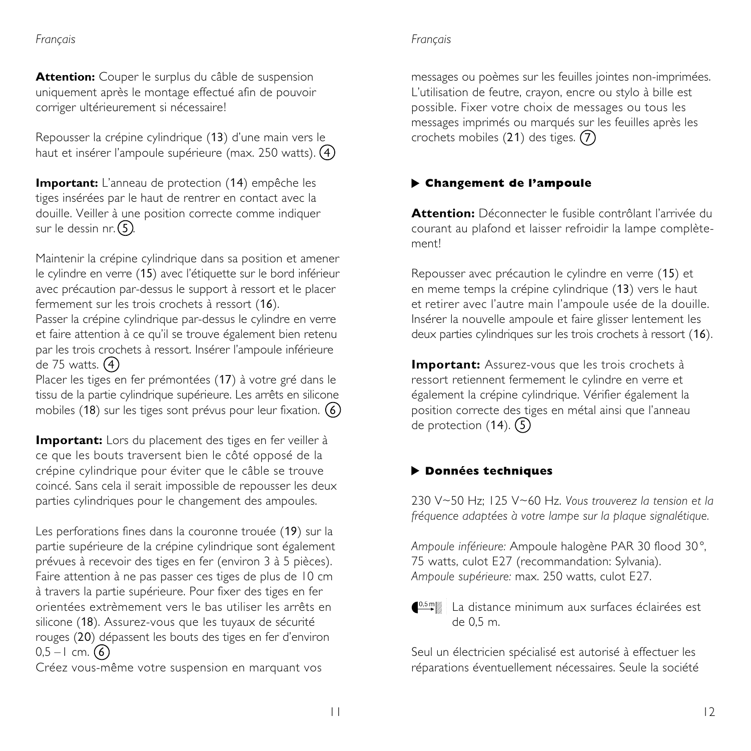**Attention:** Couper le surplus du câble de suspension uniquement après le montage effectué afin de pouvoir corriger ultérieurement si nécessaire!

Repousser la crépine cylindrique (13) d'une main vers le haut et insérer l'ampoule supérieure (max. 250 watts). (4)

**Important:** L'anneau de protection (14) empêche les tiges insérées par le haut de rentrer en contact avec la douille. Veiller à une position correcte comme indiquer sur le dessin nr. (5).

Maintenir la crépine cylindrique dans sa position et amener le cylindre en verre (15) avec l'étiquette sur le bord inférieur avec précaution par-dessus le support à ressort et le placer fermement sur les trois crochets à ressort (16).
Passer la crépine cylindrique par-dessus le cylindre en verre et faire attention à ce qu'il se trouve également bien retenu par les trois crochets à ressort. Insérer l'ampoule inférieure de 75 watts. (4)
Placer les tiges en fer prémontées (17) à votre gré dans le tissu de la partie cylindrique supérieure. Les arrêts en silicone mobiles (18) sur les tiges sont prévus pour leur fixation. (6)

**Important:** Lors du placement des tiges en fer veiller à ce que les bouts traversent bien le côté opposé de la crépine cylindrique pour éviter que le câble se trouve coincé. Sans cela il serait impossible de repousser les deux parties cylindriques pour le changement des ampoules.

Les perforations fines dans la couronne trouée (19) sur la partie supérieure de la crépine cylindrique sont également prévues à recevoir des tiges en fer (environ 3 à 5 pièces). Faire attention à ne pas passer ces tiges de plus de 10 cm à travers la partie supérieure. Pour fixer des tiges en fer orientées extrèmement vers le bas utiliser les arrêts en silicone (18). Assurez-vous que les tuyaux de sécurité rouges (20) dépassent les bouts des tiges en fer d'environ 0,5 – 1 cm. (6)
Créez vous-même votre suspension en marquant vos messages ou poèmes sur les feuilles jointes non-imprimées. L'utilisation de feutre, crayon, encre ou stylo à bille est possible. Fixer votre choix de messages ou tous les messages imprimés ou marqués sur les feuilles après les crochets mobiles (21) des tiges. (7)

## ▶ Changement de l'ampoule

**Attention:** Déconnecter le fusible contrôlant l'arrivée du courant au plafond et laisser refroidir la lampe complètement!

Repousser avec précaution le cylindre en verre (15) et en meme temps la crépine cylindrique (13) vers le haut et retirer avec l'autre main l'ampoule usée de la douille. Insérer la nouvelle ampoule et faire glisser lentement les deux parties cylindriques sur les trois crochets à ressort (16).

**Important:** Assurez-vous que les trois crochets à ressort retiennent fermement le cylindre en verre et également la crépine cylindrique. Vérifier également la position correcte des tiges en métal ainsi que l'anneau de protection (14). (5)

## ▶ Données techniques

230 V~50 Hz; 125 V~60 Hz. *Vous trouverez la tension et la fréquence adaptées à votre lampe sur la plaque signalétique.*

*Ampoule inférieure:* Ampoule halogène PAR 30 flood 30°, 75 watts, culot E27 (recommandation: Sylvania).
*Ampoule supérieure:* max. 250 watts, culot E27.

0,5 m — La distance minimum aux surfaces éclairées est de 0,5 m.

Seul un électricien spécialisé est autorisé à effectuer les réparations éventuellement nécessaires. Seule la société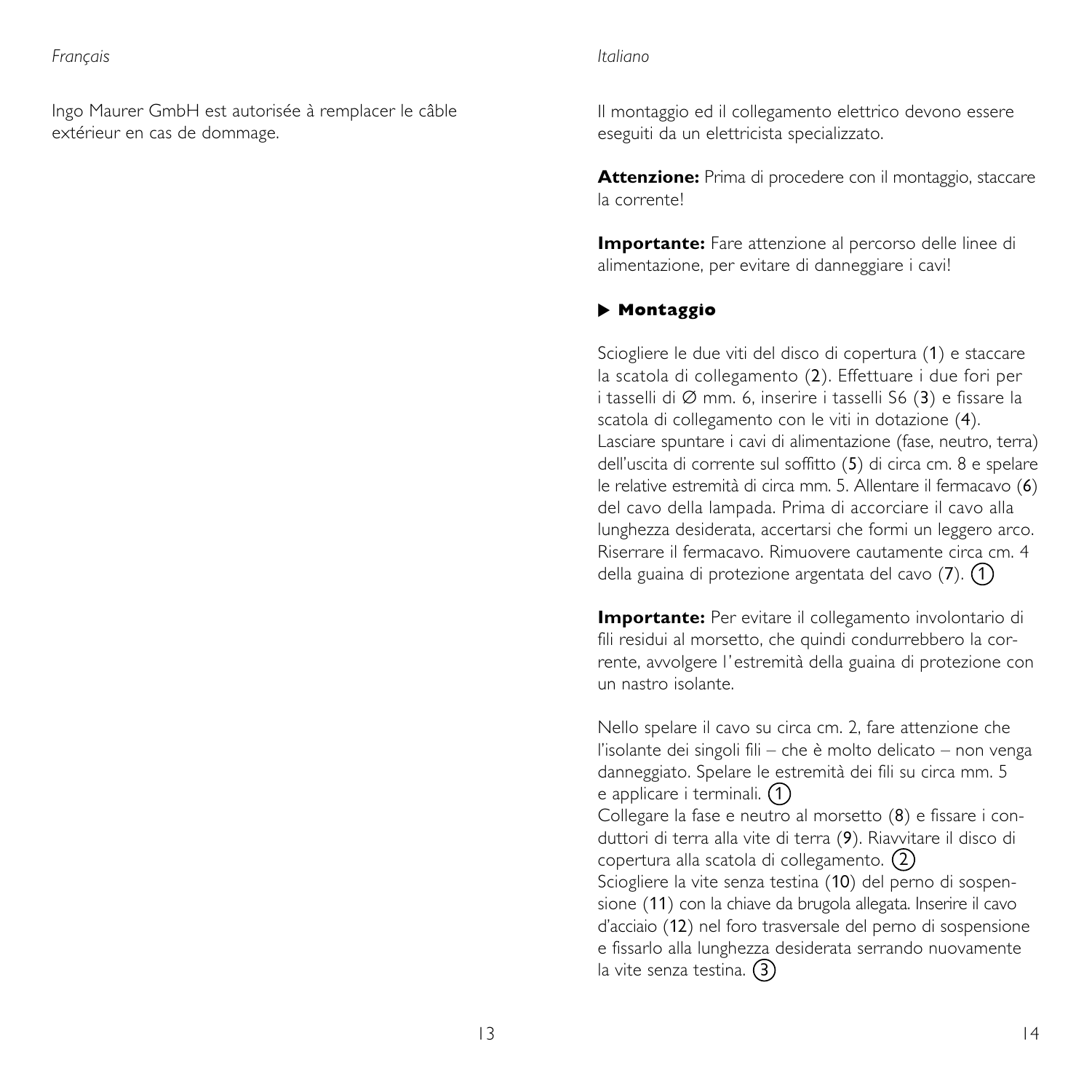*Français*

Ingo Maurer GmbH est autorisée à remplacer le câble extérieur en cas de dommage.

*Italiano*

Il montaggio ed il collegamento elettrico devono essere eseguiti da un elettricista specializzato.

**Attenzione:** Prima di procedere con il montaggio, staccare la corrente!

**Importante:** Fare attenzione al percorso delle linee di alimentazione, per evitare di danneggiare i cavi!

### ▶ Montaggio

Sciogliere le due viti del disco di copertura (1) e staccare la scatola di collegamento (2). Effettuare i due fori per i tasselli di Ø mm. 6, inserire i tasselli S6 (3) e fissare la scatola di collegamento con le viti in dotazione (4). Lasciare spuntare i cavi di alimentazione (fase, neutro, terra) dell'uscita di corrente sul soffitto (5) di circa cm. 8 e spelare le relative estremità di circa mm. 5. Allentare il fermacavo (6) del cavo della lampada. Prima di accorciare il cavo alla lunghezza desiderata, accertarsi che formi un leggero arco. Riserrare il fermacavo. Rimuovere cautamente circa cm. 4 della guaina di protezione argentata del cavo (7). (1)

**Importante:** Per evitare il collegamento involontario di fili residui al morsetto, che quindi condurrebbero la corrente, avvolgere l'estremità della guaina di protezione con un nastro isolante.

Nello spelare il cavo su circa cm. 2, fare attenzione che l'isolante dei singoli fili – che è molto delicato – non venga danneggiato. Spelare le estremità dei fili su circa mm. 5 e applicare i terminali. (1)
Collegare la fase e neutro al morsetto (8) e fissare i conduttori di terra alla vite di terra (9). Riavvitare il disco di copertura alla scatola di collegamento. (2)
Sciogliere la vite senza testina (10) del perno di sospensione (11) con la chiave da brugola allegata. Inserire il cavo d'acciaio (12) nel foro trasversale del perno di sospensione e fissarlo alla lunghezza desiderata serrando nuovamente la vite senza testina. (3)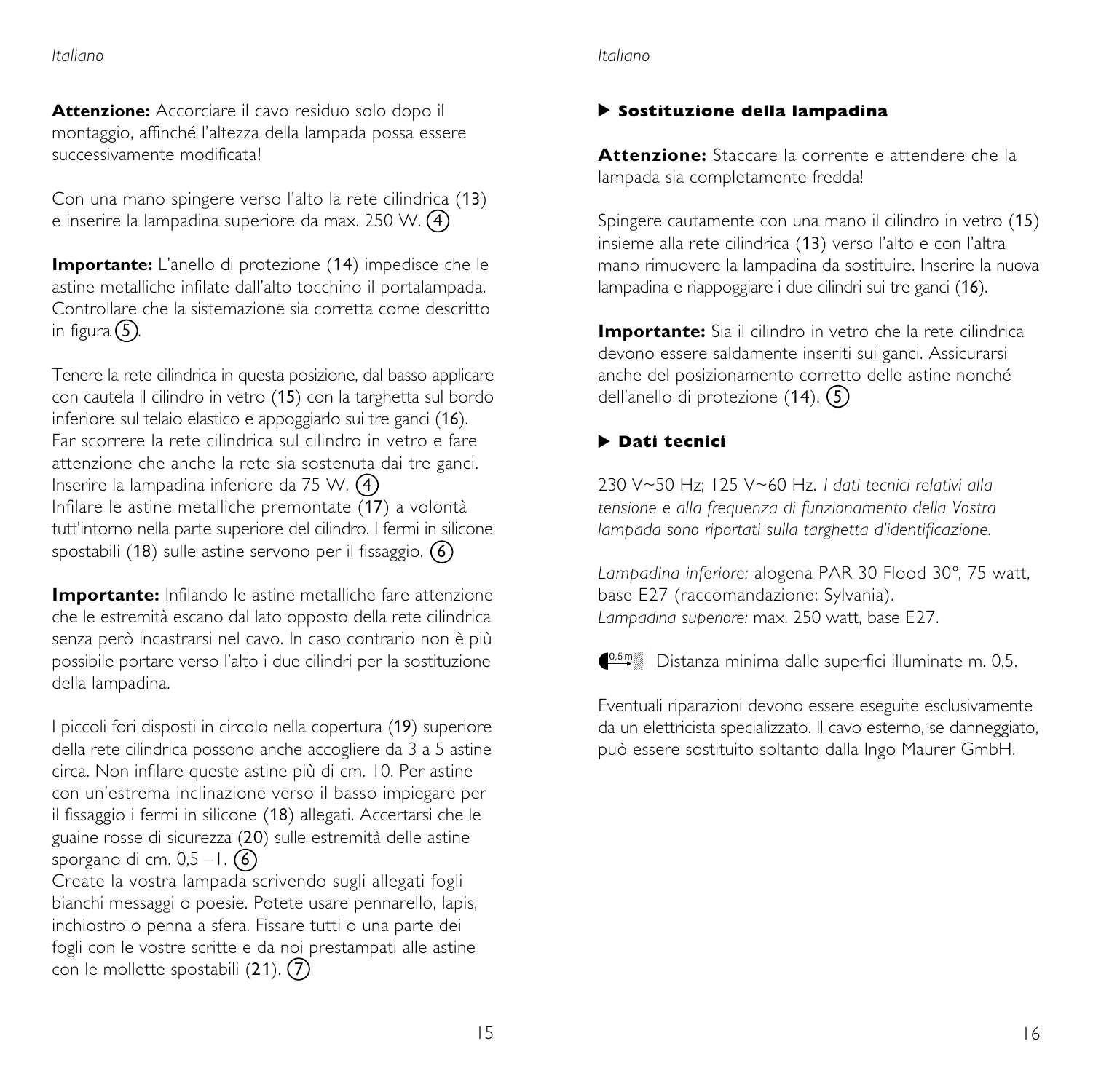**Attenzione:** Accorciare il cavo residuo solo dopo il montaggio, affinché l'altezza della lampada possa essere successivamente modificata!

Con una mano spingere verso l'alto la rete cilindrica (13) e inserire la lampadina superiore da max. 250 W. (4)

**Importante:** L'anello di protezione (14) impedisce che le astine metalliche infilate dall'alto tocchino il portalampada. Controllare che la sistemazione sia corretta come descritto in figura (5).

Tenere la rete cilindrica in questa posizione, dal basso applicare con cautela il cilindro in vetro (15) con la targhetta sul bordo inferiore sul telaio elastico e appoggiarlo sui tre ganci (16). Far scorrere la rete cilindrica sul cilindro in vetro e fare attenzione che anche la rete sia sostenuta dai tre ganci. Inserire la lampadina inferiore da 75 W. (4)
Infilare le astine metalliche premontate (17) a volontà tutt'intorno nella parte superiore del cilindro. I fermi in silicone spostabili (18) sulle astine servono per il fissaggio. (6)

**Importante:** Infilando le astine metalliche fare attenzione che le estremità escano dal lato opposto della rete cilindrica senza però incastrarsi nel cavo. In caso contrario non è più possibile portare verso l'alto i due cilindri per la sostituzione della lampadina.

I piccoli fori disposti in circolo nella copertura (19) superiore della rete cilindrica possono anche accogliere da 3 a 5 astine circa. Non infilare queste astine più di cm. 10. Per astine con un'estrema inclinazione verso il basso impiegare per il fissaggio i fermi in silicone (18) allegati. Accertarsi che le guaine rosse di sicurezza (20) sulle estremità delle astine sporgano di cm. 0,5 – 1. (6)
Create la vostra lampada scrivendo sugli allegati fogli bianchi messaggi o poesie. Potete usare pennarello, lapis, inchiostro o penna a sfera. Fissare tutti o una parte dei fogli con le vostre scritte e da noi prestampati alle astine con le mollette spostabili (21). (7)

## Sostituzione della lampadina

**Attenzione:** Staccare la corrente e attendere che la lampada sia completamente fredda!

Spingere cautamente con una mano il cilindro in vetro (15) insieme alla rete cilindrica (13) verso l'alto e con l'altra mano rimuovere la lampadina da sostituire. Inserire la nuova lampadina e riappoggiare i due cilindri sui tre ganci (16).

**Importante:** Sia il cilindro in vetro che la rete cilindrica devono essere saldamente inseriti sui ganci. Assicurarsi anche del posizionamento corretto delle astine nonché dell'anello di protezione (14). (5)

## Dati tecnici

230 V~50 Hz; 125 V~60 Hz. *I dati tecnici relativi alla tensione e alla frequenza di funzionamento della Vostra lampada sono riportati sulla targhetta d'identificazione.*

*Lampadina inferiore:* alogena PAR 30 Flood 30°, 75 watt, base E27 (raccomandazione: Sylvania).
*Lampadina superiore:* max. 250 watt, base E27.

0,5 m Distanza minima dalle superfici illuminate m. 0,5.

Eventuali riparazioni devono essere eseguite esclusivamente da un elettricista specializzato. Il cavo esterno, se danneggiato, può essere sostituito soltanto dalla Ingo Maurer GmbH.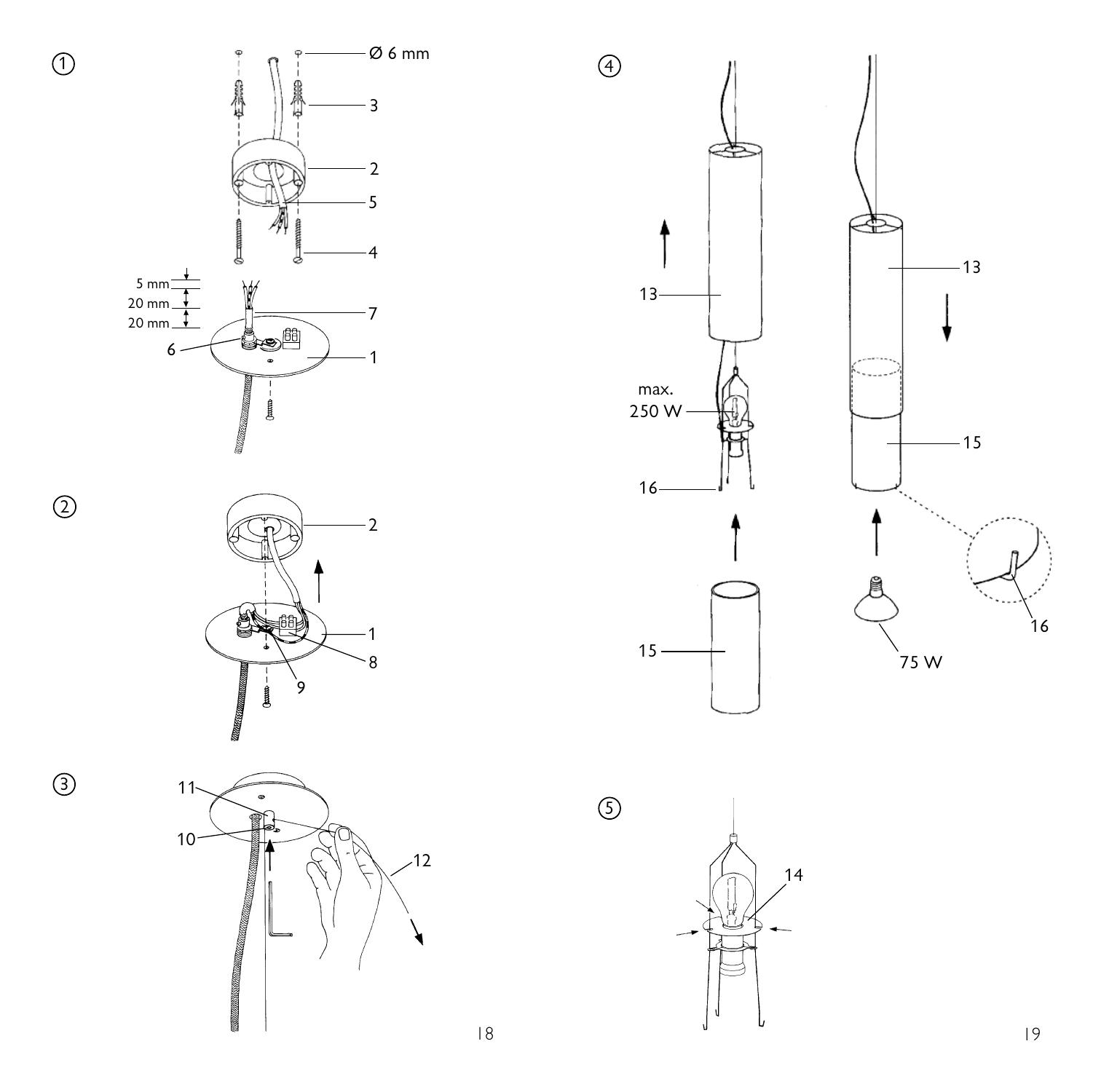①

Ø 6 mm

3

2

5

4

5 mm

20 mm

20 mm

7

6

1

②

2

1

8

9

③

11

10

12

④

13

max. 250 W

16

15

13

15

16

75 W

⑤

14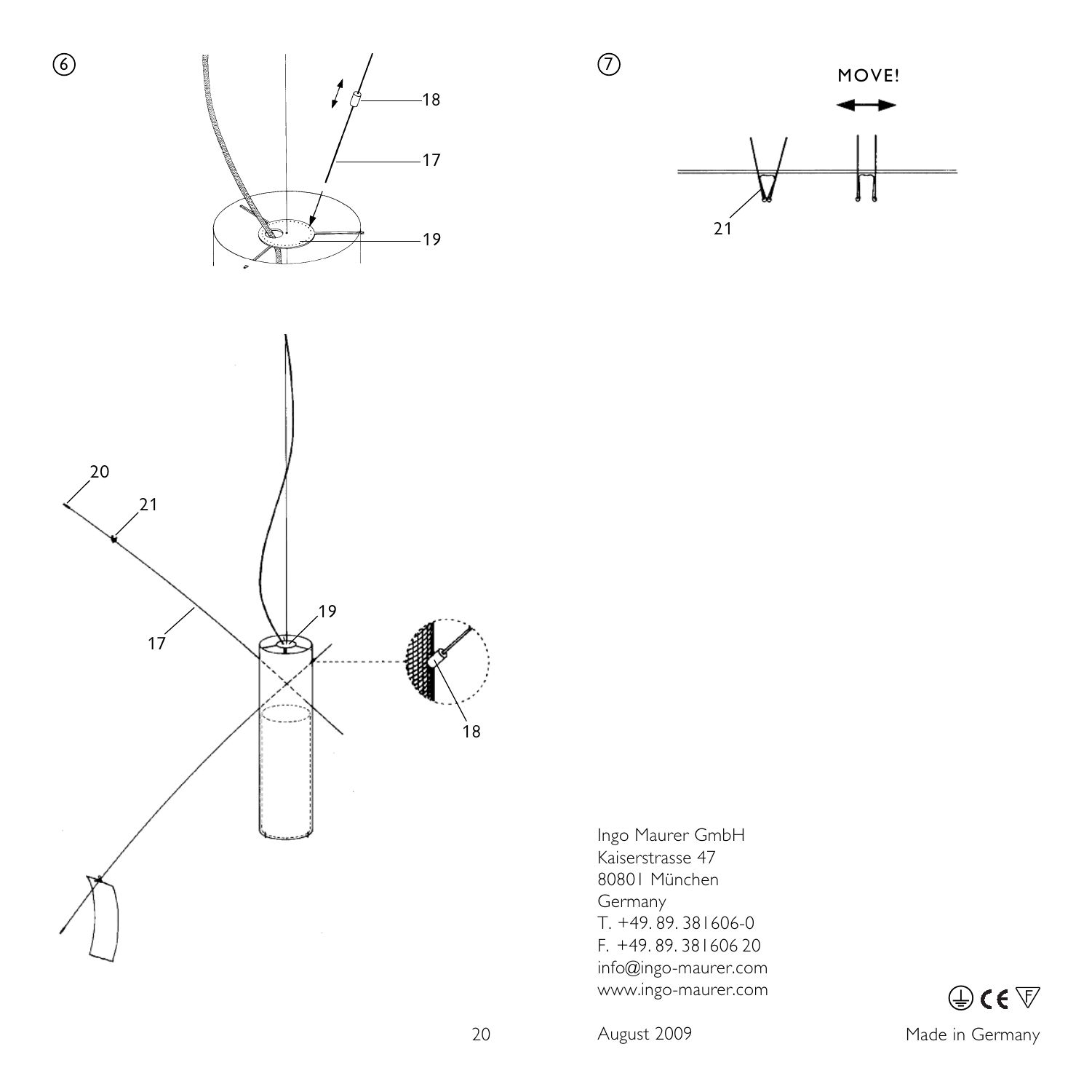⑥

18

17

19

⑦

MOVE!

21

20

21

17

19

18

Ingo Maurer GmbH
Kaiserstrasse 47
80801 München
Germany
T. +49. 89. 381606-0
F. +49. 89. 381606 20
info@ingo-maurer.com
www.ingo-maurer.com

August 2009

Made in Germany